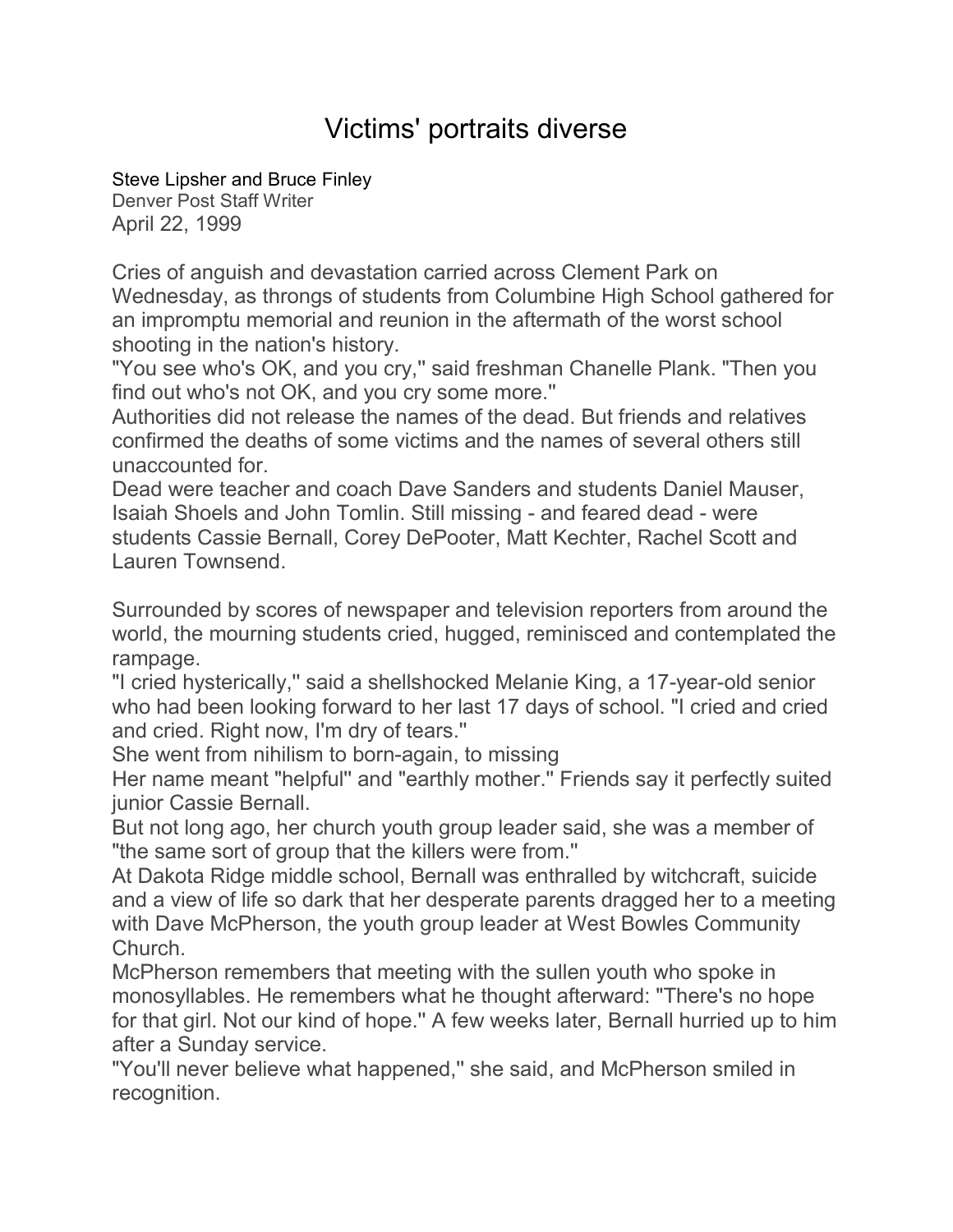# Victims' portraits diverse

Steve Lipsher and Bruce Finley
Denver Post Staff Writer
April 22, 1999

Cries of anguish and devastation carried across Clement Park on Wednesday, as throngs of students from Columbine High School gathered for an impromptu memorial and reunion in the aftermath of the worst school shooting in the nation's history.

"You see who's OK, and you cry,'' said freshman Chanelle Plank. "Then you find out who's not OK, and you cry some more.''

Authorities did not release the names of the dead. But friends and relatives confirmed the deaths of some victims and the names of several others still unaccounted for.

Dead were teacher and coach Dave Sanders and students Daniel Mauser, Isaiah Shoels and John Tomlin. Still missing - and feared dead - were students Cassie Bernall, Corey DePooter, Matt Kechter, Rachel Scott and Lauren Townsend.

Surrounded by scores of newspaper and television reporters from around the world, the mourning students cried, hugged, reminisced and contemplated the rampage.

"I cried hysterically,'' said a shellshocked Melanie King, a 17-year-old senior who had been looking forward to her last 17 days of school. "I cried and cried and cried. Right now, I'm dry of tears.''

She went from nihilism to born-again, to missing

Her name meant "helpful'' and "earthly mother.'' Friends say it perfectly suited junior Cassie Bernall.

But not long ago, her church youth group leader said, she was a member of "the same sort of group that the killers were from.''

At Dakota Ridge middle school, Bernall was enthralled by witchcraft, suicide and a view of life so dark that her desperate parents dragged her to a meeting with Dave McPherson, the youth group leader at West Bowles Community Church.

McPherson remembers that meeting with the sullen youth who spoke in monosyllables. He remembers what he thought afterward: "There's no hope for that girl. Not our kind of hope.'' A few weeks later, Bernall hurried up to him after a Sunday service.

"You'll never believe what happened,'' she said, and McPherson smiled in recognition.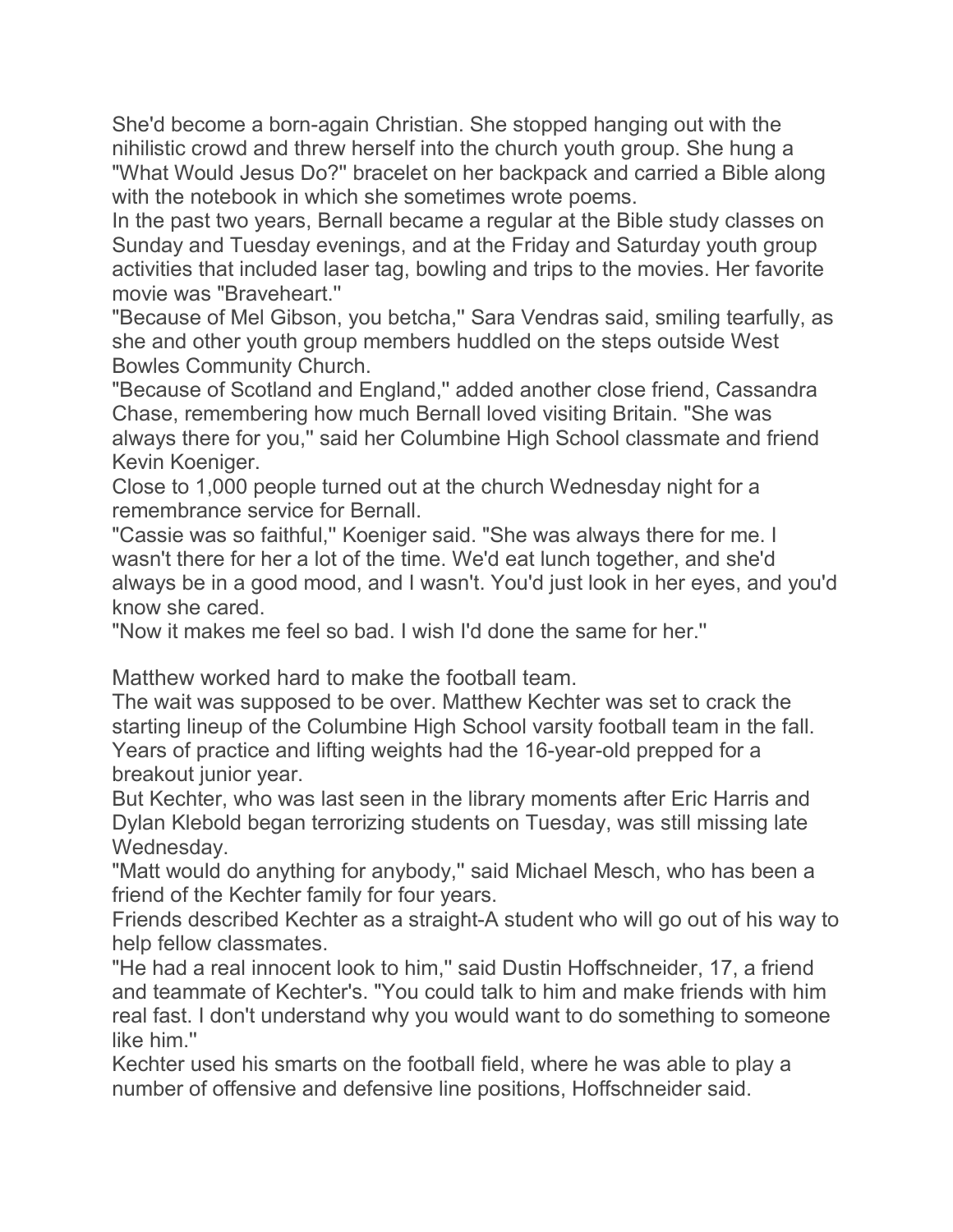She'd become a born-again Christian. She stopped hanging out with the nihilistic crowd and threw herself into the church youth group. She hung a "What Would Jesus Do?" bracelet on her backpack and carried a Bible along with the notebook in which she sometimes wrote poems.

In the past two years, Bernall became a regular at the Bible study classes on Sunday and Tuesday evenings, and at the Friday and Saturday youth group activities that included laser tag, bowling and trips to the movies. Her favorite movie was "Braveheart.''

"Because of Mel Gibson, you betcha,'' Sara Vendras said, smiling tearfully, as she and other youth group members huddled on the steps outside West Bowles Community Church.

"Because of Scotland and England,'' added another close friend, Cassandra Chase, remembering how much Bernall loved visiting Britain. "She was always there for you,'' said her Columbine High School classmate and friend Kevin Koeniger.

Close to 1,000 people turned out at the church Wednesday night for a remembrance service for Bernall.

"Cassie was so faithful,'' Koeniger said. "She was always there for me. I wasn't there for her a lot of the time. We'd eat lunch together, and she'd always be in a good mood, and I wasn't. You'd just look in her eyes, and you'd know she cared.

"Now it makes me feel so bad. I wish I'd done the same for her.''

Matthew worked hard to make the football team.

The wait was supposed to be over. Matthew Kechter was set to crack the starting lineup of the Columbine High School varsity football team in the fall. Years of practice and lifting weights had the 16-year-old prepped for a breakout junior year.

But Kechter, who was last seen in the library moments after Eric Harris and Dylan Klebold began terrorizing students on Tuesday, was still missing late Wednesday.

"Matt would do anything for anybody,'' said Michael Mesch, who has been a friend of the Kechter family for four years.

Friends described Kechter as a straight-A student who will go out of his way to help fellow classmates.

"He had a real innocent look to him,'' said Dustin Hoffschneider, 17, a friend and teammate of Kechter's. "You could talk to him and make friends with him real fast. I don't understand why you would want to do something to someone like him.''

Kechter used his smarts on the football field, where he was able to play a number of offensive and defensive line positions, Hoffschneider said.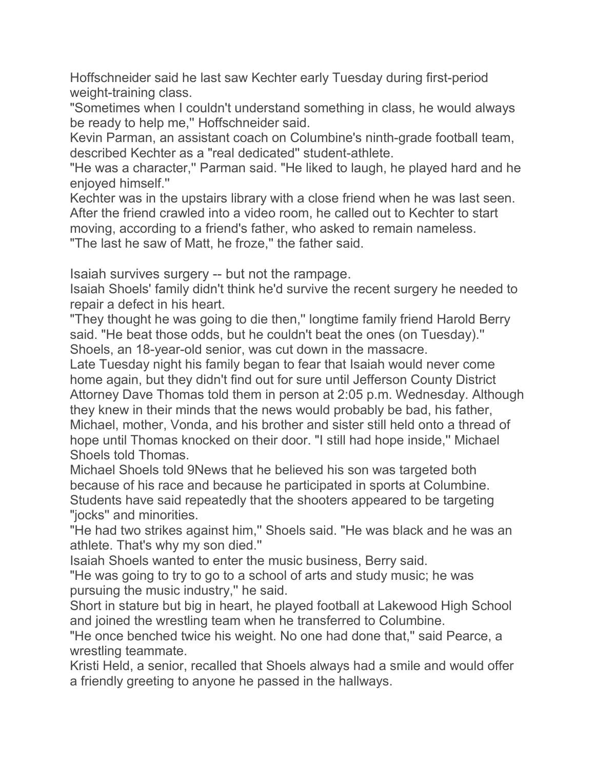Hoffschneider said he last saw Kechter early Tuesday during first-period weight-training class.

"Sometimes when I couldn't understand something in class, he would always be ready to help me,'' Hoffschneider said.

Kevin Parman, an assistant coach on Columbine's ninth-grade football team, described Kechter as a "real dedicated'' student-athlete.

"He was a character,'' Parman said. "He liked to laugh, he played hard and he enjoyed himself.''

Kechter was in the upstairs library with a close friend when he was last seen. After the friend crawled into a video room, he called out to Kechter to start moving, according to a friend's father, who asked to remain nameless.

"The last he saw of Matt, he froze,'' the father said.

Isaiah survives surgery -- but not the rampage.

Isaiah Shoels' family didn't think he'd survive the recent surgery he needed to repair a defect in his heart.

"They thought he was going to die then,'' longtime family friend Harold Berry said. "He beat those odds, but he couldn't beat the ones (on Tuesday).''

Shoels, an 18-year-old senior, was cut down in the massacre.

Late Tuesday night his family began to fear that Isaiah would never come home again, but they didn't find out for sure until Jefferson County District Attorney Dave Thomas told them in person at 2:05 p.m. Wednesday. Although they knew in their minds that the news would probably be bad, his father, Michael, mother, Vonda, and his brother and sister still held onto a thread of hope until Thomas knocked on their door. "I still had hope inside,'' Michael Shoels told Thomas.

Michael Shoels told 9News that he believed his son was targeted both because of his race and because he participated in sports at Columbine. Students have said repeatedly that the shooters appeared to be targeting "jocks'' and minorities.

"He had two strikes against him,'' Shoels said. "He was black and he was an athlete. That's why my son died.''

Isaiah Shoels wanted to enter the music business, Berry said.

"He was going to try to go to a school of arts and study music; he was pursuing the music industry,'' he said.

Short in stature but big in heart, he played football at Lakewood High School and joined the wrestling team when he transferred to Columbine.

"He once benched twice his weight. No one had done that,'' said Pearce, a wrestling teammate.

Kristi Held, a senior, recalled that Shoels always had a smile and would offer a friendly greeting to anyone he passed in the hallways.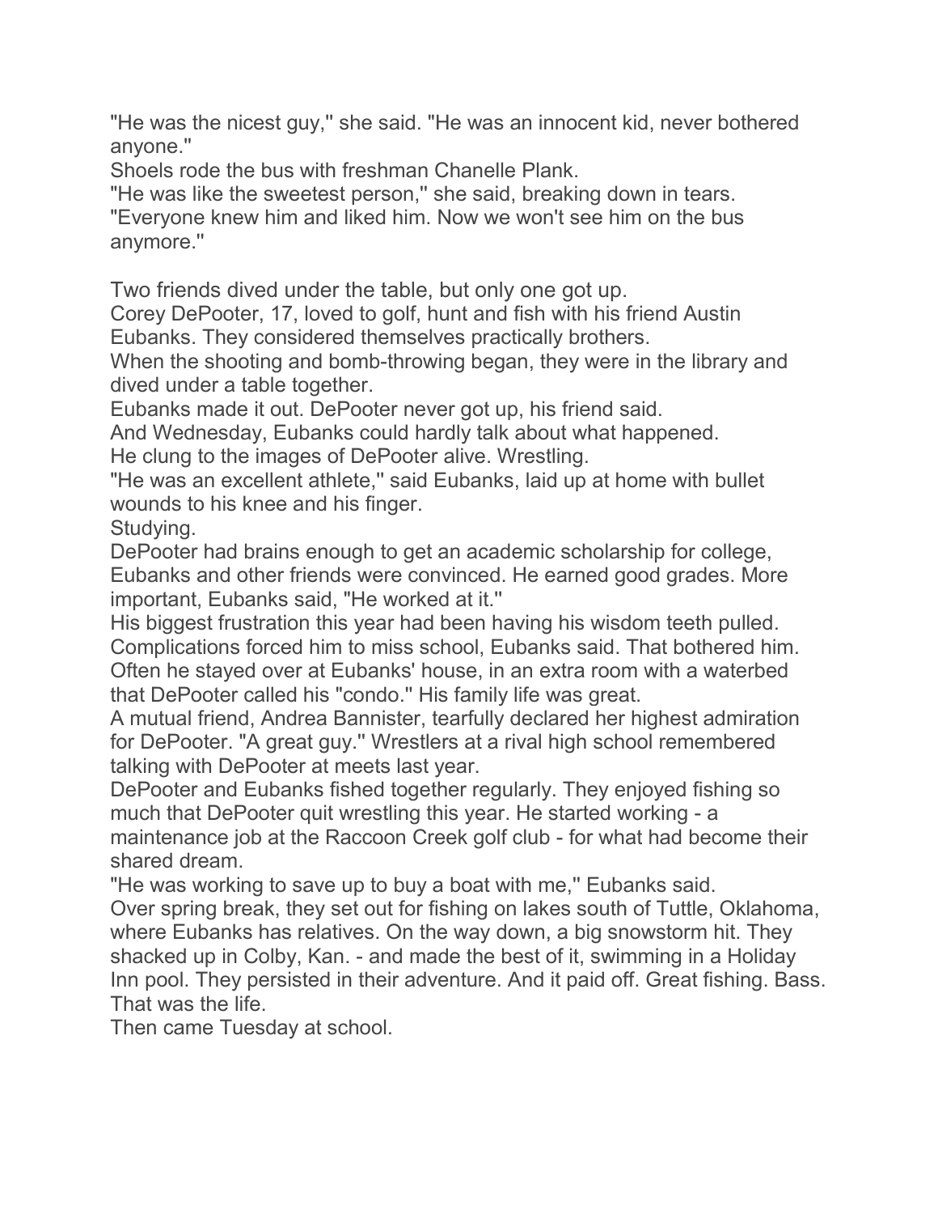"He was the nicest guy," she said. "He was an innocent kid, never bothered anyone."

Shoels rode the bus with freshman Chanelle Plank.

"He was like the sweetest person," she said, breaking down in tears. "Everyone knew him and liked him. Now we won't see him on the bus anymore."

Two friends dived under the table, but only one got up.

Corey DePooter, 17, loved to golf, hunt and fish with his friend Austin Eubanks. They considered themselves practically brothers.

When the shooting and bomb-throwing began, they were in the library and dived under a table together.

Eubanks made it out. DePooter never got up, his friend said.

And Wednesday, Eubanks could hardly talk about what happened.

He clung to the images of DePooter alive. Wrestling.

"He was an excellent athlete," said Eubanks, laid up at home with bullet wounds to his knee and his finger.

Studying.

DePooter had brains enough to get an academic scholarship for college, Eubanks and other friends were convinced. He earned good grades. More important, Eubanks said, "He worked at it."

His biggest frustration this year had been having his wisdom teeth pulled. Complications forced him to miss school, Eubanks said. That bothered him.

Often he stayed over at Eubanks' house, in an extra room with a waterbed that DePooter called his "condo." His family life was great.

A mutual friend, Andrea Bannister, tearfully declared her highest admiration for DePooter. "A great guy." Wrestlers at a rival high school remembered talking with DePooter at meets last year.

DePooter and Eubanks fished together regularly. They enjoyed fishing so much that DePooter quit wrestling this year. He started working - a maintenance job at the Raccoon Creek golf club - for what had become their shared dream.

"He was working to save up to buy a boat with me," Eubanks said.

Over spring break, they set out for fishing on lakes south of Tuttle, Oklahoma, where Eubanks has relatives. On the way down, a big snowstorm hit. They shacked up in Colby, Kan. - and made the best of it, swimming in a Holiday Inn pool. They persisted in their adventure. And it paid off. Great fishing. Bass. That was the life.

Then came Tuesday at school.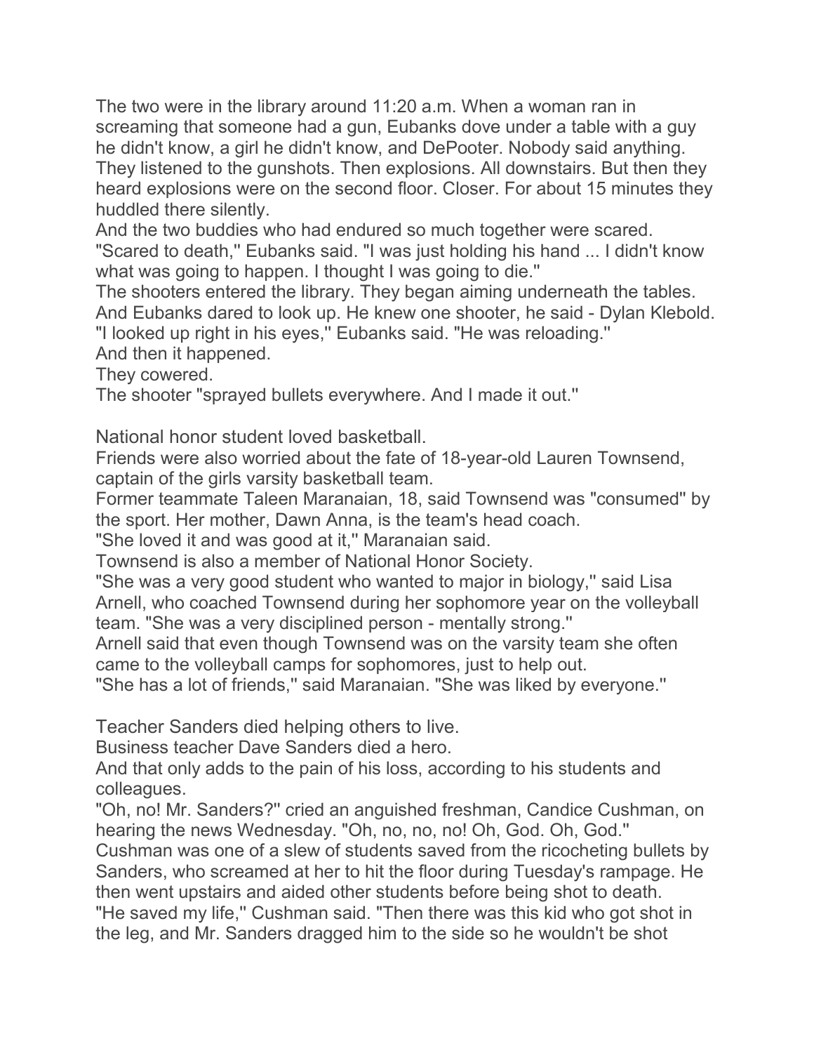The two were in the library around 11:20 a.m. When a woman ran in screaming that someone had a gun, Eubanks dove under a table with a guy he didn't know, a girl he didn't know, and DePooter. Nobody said anything. They listened to the gunshots. Then explosions. All downstairs. But then they heard explosions were on the second floor. Closer. For about 15 minutes they huddled there silently.

And the two buddies who had endured so much together were scared.

"Scared to death,'' Eubanks said. "I was just holding his hand ... I didn't know what was going to happen. I thought I was going to die.''

The shooters entered the library. They began aiming underneath the tables. And Eubanks dared to look up. He knew one shooter, he said - Dylan Klebold.

"I looked up right in his eyes,'' Eubanks said. "He was reloading.''

And then it happened.

They cowered.

The shooter "sprayed bullets everywhere. And I made it out.''

National honor student loved basketball.

Friends were also worried about the fate of 18-year-old Lauren Townsend, captain of the girls varsity basketball team.

Former teammate Taleen Maranaian, 18, said Townsend was "consumed'' by the sport. Her mother, Dawn Anna, is the team's head coach.

"She loved it and was good at it,'' Maranaian said.

Townsend is also a member of National Honor Society.

"She was a very good student who wanted to major in biology,'' said Lisa Arnell, who coached Townsend during her sophomore year on the volleyball team. "She was a very disciplined person - mentally strong.''

Arnell said that even though Townsend was on the varsity team she often came to the volleyball camps for sophomores, just to help out.

"She has a lot of friends,'' said Maranaian. "She was liked by everyone.''

Teacher Sanders died helping others to live.

Business teacher Dave Sanders died a hero.

And that only adds to the pain of his loss, according to his students and colleagues.

"Oh, no! Mr. Sanders?'' cried an anguished freshman, Candice Cushman, on hearing the news Wednesday. "Oh, no, no, no! Oh, God. Oh, God.''

Cushman was one of a slew of students saved from the ricocheting bullets by Sanders, who screamed at her to hit the floor during Tuesday's rampage. He then went upstairs and aided other students before being shot to death.

"He saved my life,'' Cushman said. "Then there was this kid who got shot in the leg, and Mr. Sanders dragged him to the side so he wouldn't be shot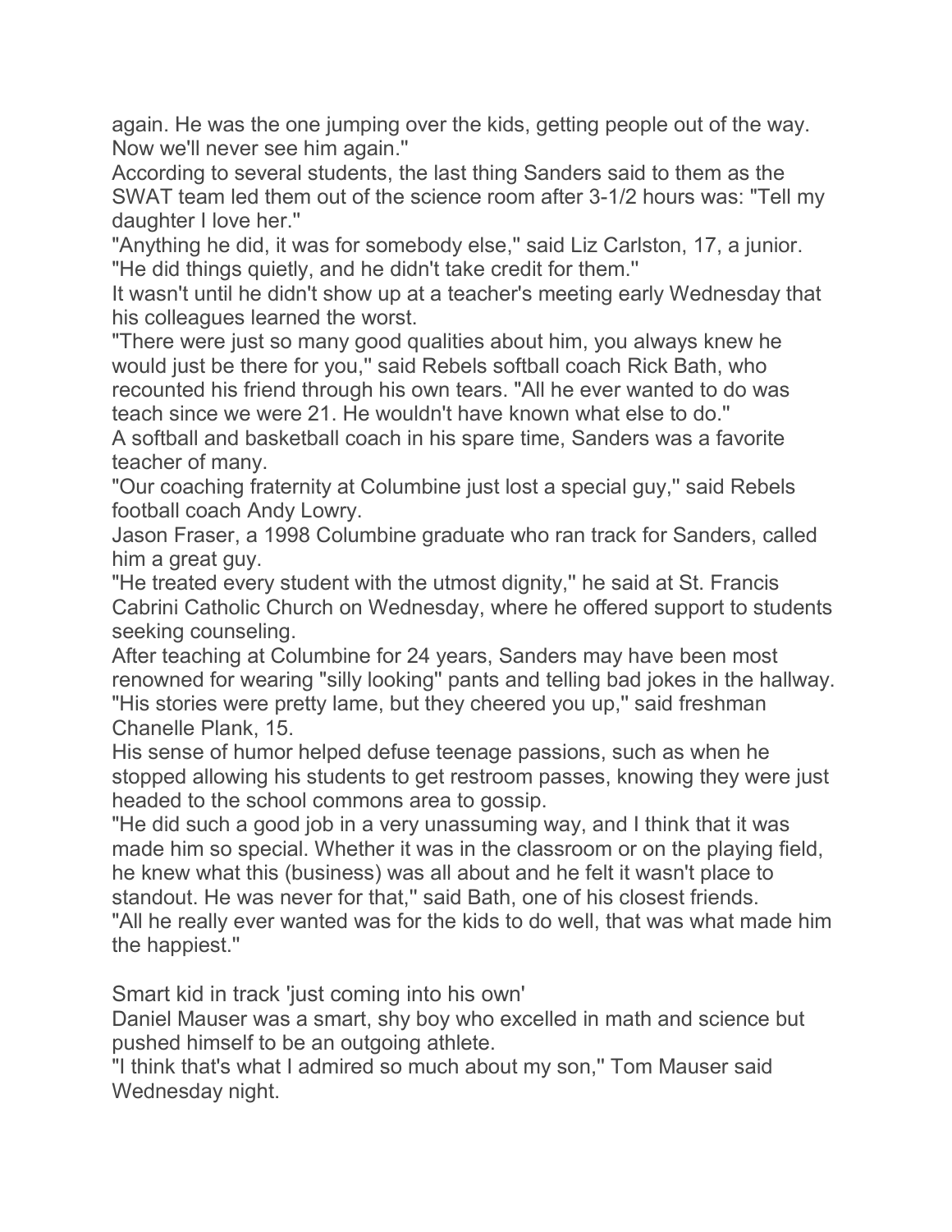again. He was the one jumping over the kids, getting people out of the way. Now we'll never see him again.''

According to several students, the last thing Sanders said to them as the SWAT team led them out of the science room after 3-1/2 hours was: "Tell my daughter I love her.''

"Anything he did, it was for somebody else,'' said Liz Carlston, 17, a junior. "He did things quietly, and he didn't take credit for them.''

It wasn't until he didn't show up at a teacher's meeting early Wednesday that his colleagues learned the worst.

"There were just so many good qualities about him, you always knew he would just be there for you,'' said Rebels softball coach Rick Bath, who recounted his friend through his own tears. "All he ever wanted to do was teach since we were 21. He wouldn't have known what else to do.''

A softball and basketball coach in his spare time, Sanders was a favorite teacher of many.

"Our coaching fraternity at Columbine just lost a special guy,'' said Rebels football coach Andy Lowry.

Jason Fraser, a 1998 Columbine graduate who ran track for Sanders, called him a great guy.

"He treated every student with the utmost dignity,'' he said at St. Francis Cabrini Catholic Church on Wednesday, where he offered support to students seeking counseling.

After teaching at Columbine for 24 years, Sanders may have been most renowned for wearing "silly looking'' pants and telling bad jokes in the hallway.

"His stories were pretty lame, but they cheered you up,'' said freshman Chanelle Plank, 15.

His sense of humor helped defuse teenage passions, such as when he stopped allowing his students to get restroom passes, knowing they were just headed to the school commons area to gossip.

"He did such a good job in a very unassuming way, and I think that it was made him so special. Whether it was in the classroom or on the playing field, he knew what this (business) was all about and he felt it wasn't place to standout. He was never for that,'' said Bath, one of his closest friends.

"All he really ever wanted was for the kids to do well, that was what made him the happiest.''

## Smart kid in track 'just coming into his own'

Daniel Mauser was a smart, shy boy who excelled in math and science but pushed himself to be an outgoing athlete.

"I think that's what I admired so much about my son,'' Tom Mauser said Wednesday night.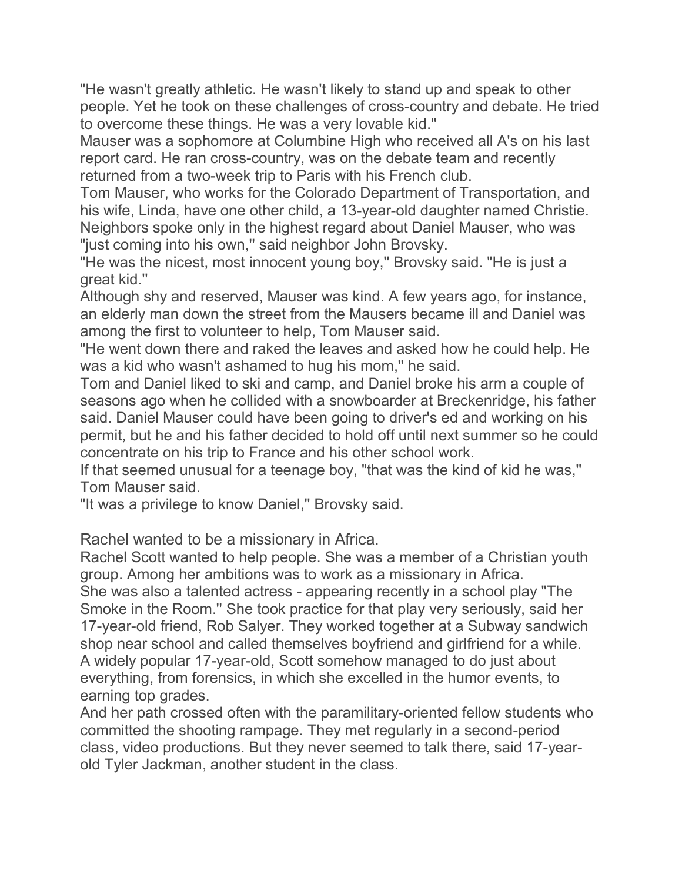"He wasn't greatly athletic. He wasn't likely to stand up and speak to other people. Yet he took on these challenges of cross-country and debate. He tried to overcome these things. He was a very lovable kid.''

Mauser was a sophomore at Columbine High who received all A's on his last report card. He ran cross-country, was on the debate team and recently returned from a two-week trip to Paris with his French club.

Tom Mauser, who works for the Colorado Department of Transportation, and his wife, Linda, have one other child, a 13-year-old daughter named Christie.

Neighbors spoke only in the highest regard about Daniel Mauser, who was "just coming into his own,'' said neighbor John Brovsky.

"He was the nicest, most innocent young boy,'' Brovsky said. "He is just a great kid.''

Although shy and reserved, Mauser was kind. A few years ago, for instance, an elderly man down the street from the Mausers became ill and Daniel was among the first to volunteer to help, Tom Mauser said.

"He went down there and raked the leaves and asked how he could help. He was a kid who wasn't ashamed to hug his mom,'' he said.

Tom and Daniel liked to ski and camp, and Daniel broke his arm a couple of seasons ago when he collided with a snowboarder at Breckenridge, his father said. Daniel Mauser could have been going to driver's ed and working on his permit, but he and his father decided to hold off until next summer so he could concentrate on his trip to France and his other school work.

If that seemed unusual for a teenage boy, "that was the kind of kid he was,'' Tom Mauser said.

"It was a privilege to know Daniel,'' Brovsky said.

Rachel wanted to be a missionary in Africa.

Rachel Scott wanted to help people. She was a member of a Christian youth group. Among her ambitions was to work as a missionary in Africa.

She was also a talented actress - appearing recently in a school play "The Smoke in the Room.'' She took practice for that play very seriously, said her 17-year-old friend, Rob Salyer. They worked together at a Subway sandwich shop near school and called themselves boyfriend and girlfriend for a while.

A widely popular 17-year-old, Scott somehow managed to do just about everything, from forensics, in which she excelled in the humor events, to earning top grades.

And her path crossed often with the paramilitary-oriented fellow students who committed the shooting rampage. They met regularly in a second-period class, video productions. But they never seemed to talk there, said 17-year-old Tyler Jackman, another student in the class.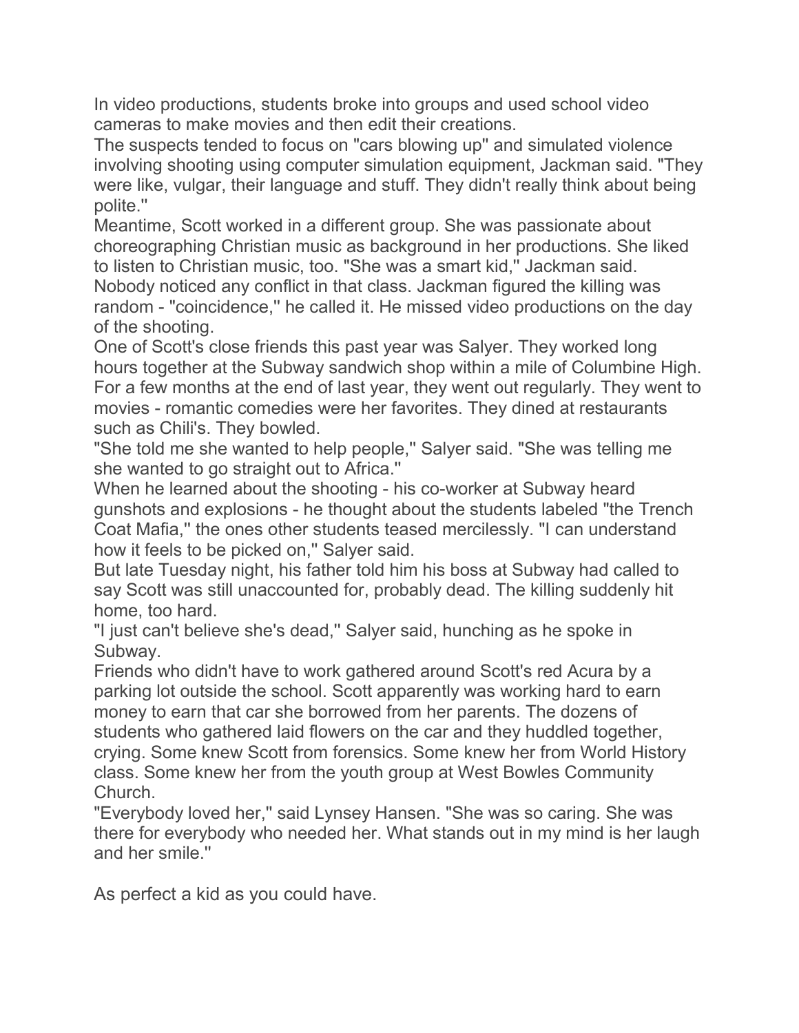In video productions, students broke into groups and used school video cameras to make movies and then edit their creations.

The suspects tended to focus on "cars blowing up'' and simulated violence involving shooting using computer simulation equipment, Jackman said. "They were like, vulgar, their language and stuff. They didn't really think about being polite.''

Meantime, Scott worked in a different group. She was passionate about choreographing Christian music as background in her productions. She liked to listen to Christian music, too. "She was a smart kid,'' Jackman said.

Nobody noticed any conflict in that class. Jackman figured the killing was random - "coincidence,'' he called it. He missed video productions on the day of the shooting.

One of Scott's close friends this past year was Salyer. They worked long hours together at the Subway sandwich shop within a mile of Columbine High. For a few months at the end of last year, they went out regularly. They went to movies - romantic comedies were her favorites. They dined at restaurants such as Chili's. They bowled.

"She told me she wanted to help people,'' Salyer said. "She was telling me she wanted to go straight out to Africa.''

When he learned about the shooting - his co-worker at Subway heard gunshots and explosions - he thought about the students labeled "the Trench Coat Mafia,'' the ones other students teased mercilessly. "I can understand how it feels to be picked on,'' Salyer said.

But late Tuesday night, his father told him his boss at Subway had called to say Scott was still unaccounted for, probably dead. The killing suddenly hit home, too hard.

"I just can't believe she's dead,'' Salyer said, hunching as he spoke in Subway.

Friends who didn't have to work gathered around Scott's red Acura by a parking lot outside the school. Scott apparently was working hard to earn money to earn that car she borrowed from her parents. The dozens of students who gathered laid flowers on the car and they huddled together, crying. Some knew Scott from forensics. Some knew her from World History class. Some knew her from the youth group at West Bowles Community Church.

"Everybody loved her,'' said Lynsey Hansen. "She was so caring. She was there for everybody who needed her. What stands out in my mind is her laugh and her smile.''

As perfect a kid as you could have.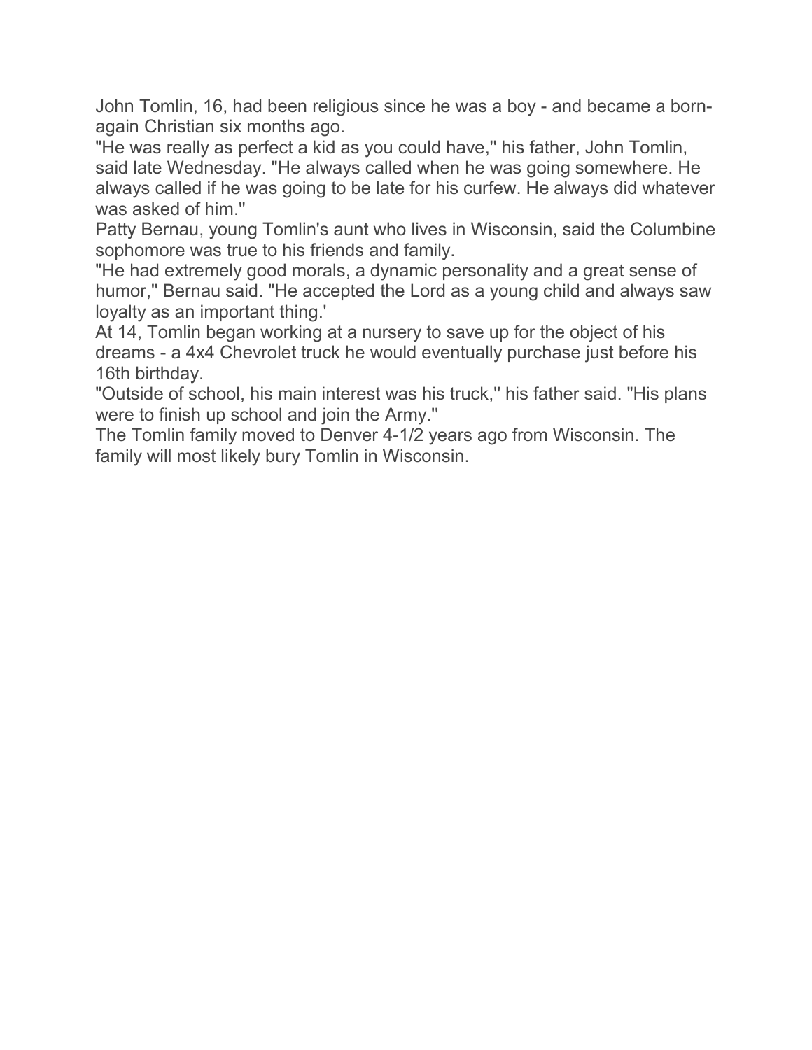John Tomlin, 16, had been religious since he was a boy - and became a born-again Christian six months ago.

"He was really as perfect a kid as you could have,'' his father, John Tomlin, said late Wednesday. "He always called when he was going somewhere. He always called if he was going to be late for his curfew. He always did whatever was asked of him.''

Patty Bernau, young Tomlin's aunt who lives in Wisconsin, said the Columbine sophomore was true to his friends and family.

"He had extremely good morals, a dynamic personality and a great sense of humor,'' Bernau said. "He accepted the Lord as a young child and always saw loyalty as an important thing.'

At 14, Tomlin began working at a nursery to save up for the object of his dreams - a 4x4 Chevrolet truck he would eventually purchase just before his 16th birthday.

"Outside of school, his main interest was his truck,'' his father said. "His plans were to finish up school and join the Army.''

The Tomlin family moved to Denver 4-1/2 years ago from Wisconsin. The family will most likely bury Tomlin in Wisconsin.